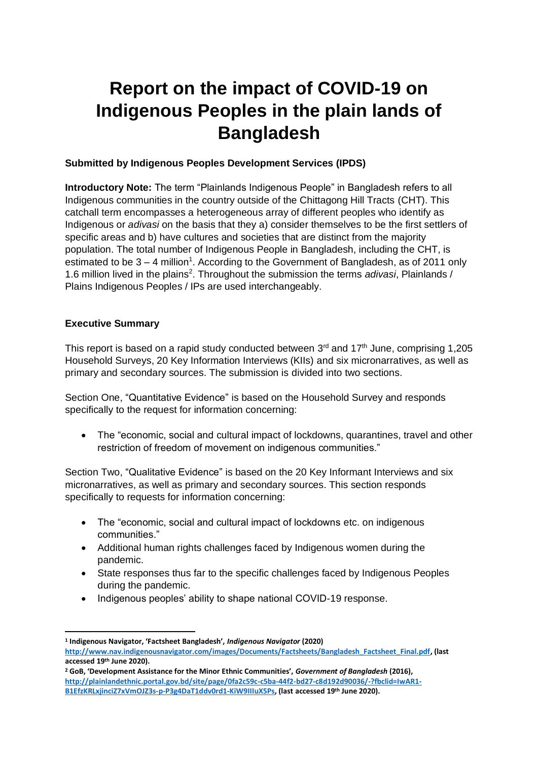# Report on the impact of COVID-19 on Indigenous Peoples in the plain lands of Bangladesh

**Submitted by Indigenous Peoples Development Services (IPDS)**

**Introductory Note:** The term "Plainlands Indigenous People" in Bangladesh refers to all Indigenous communities in the country outside of the Chittagong Hill Tracts (CHT). This catchall term encompasses a heterogeneous array of different peoples who identify as Indigenous or *adivasi* on the basis that they a) consider themselves to be the first settlers of specific areas and b) have cultures and societies that are distinct from the majority population. The total number of Indigenous People in Bangladesh, including the CHT, is estimated to be 3 – 4 million[1]. According to the Government of Bangladesh, as of 2011 only 1.6 million lived in the plains[2]. Throughout the submission the terms *adivasi*, Plainlands / Plains Indigenous Peoples / IPs are used interchangeably.

**Executive Summary**

This report is based on a rapid study conducted between 3rd and 17th June, comprising 1,205 Household Surveys, 20 Key Information Interviews (KIIs) and six micronarratives, as well as primary and secondary sources. The submission is divided into two sections.

Section One, "Quantitative Evidence" is based on the Household Survey and responds specifically to the request for information concerning:

- The "economic, social and cultural impact of lockdowns, quarantines, travel and other restriction of freedom of movement on indigenous communities."

Section Two, "Qualitative Evidence" is based on the 20 Key Informant Interviews and six micronarratives, as well as primary and secondary sources. This section responds specifically to requests for information concerning:

- The "economic, social and cultural impact of lockdowns etc. on indigenous communities."
- Additional human rights challenges faced by Indigenous women during the pandemic.
- State responses thus far to the specific challenges faced by Indigenous Peoples during the pandemic.
- Indigenous peoples' ability to shape national COVID-19 response.

---

[1] **Indigenous Navigator, 'Factsheet Bangladesh', *Indigenous Navigator* (2020) http://www.nav.indigenousnavigator.com/images/Documents/Factsheets/Bangladesh_Factsheet_Final.pdf, (last accessed 19th June 2020).**

[2] **GoB, 'Development Assistance for the Minor Ethnic Communities', *Government of Bangladesh* (2016), http://plainlandethnic.portal.gov.bd/site/page/0fa2c59c-c5ba-44f2-bd27-c8d192d90036/-?fbclid=IwAR1-B1EfzKRLxjinciZ7xVmOJZ3s-p-P3g4DaT1ddv0rd1-KiW9IIIuX5Ps, (last accessed 19th June 2020).**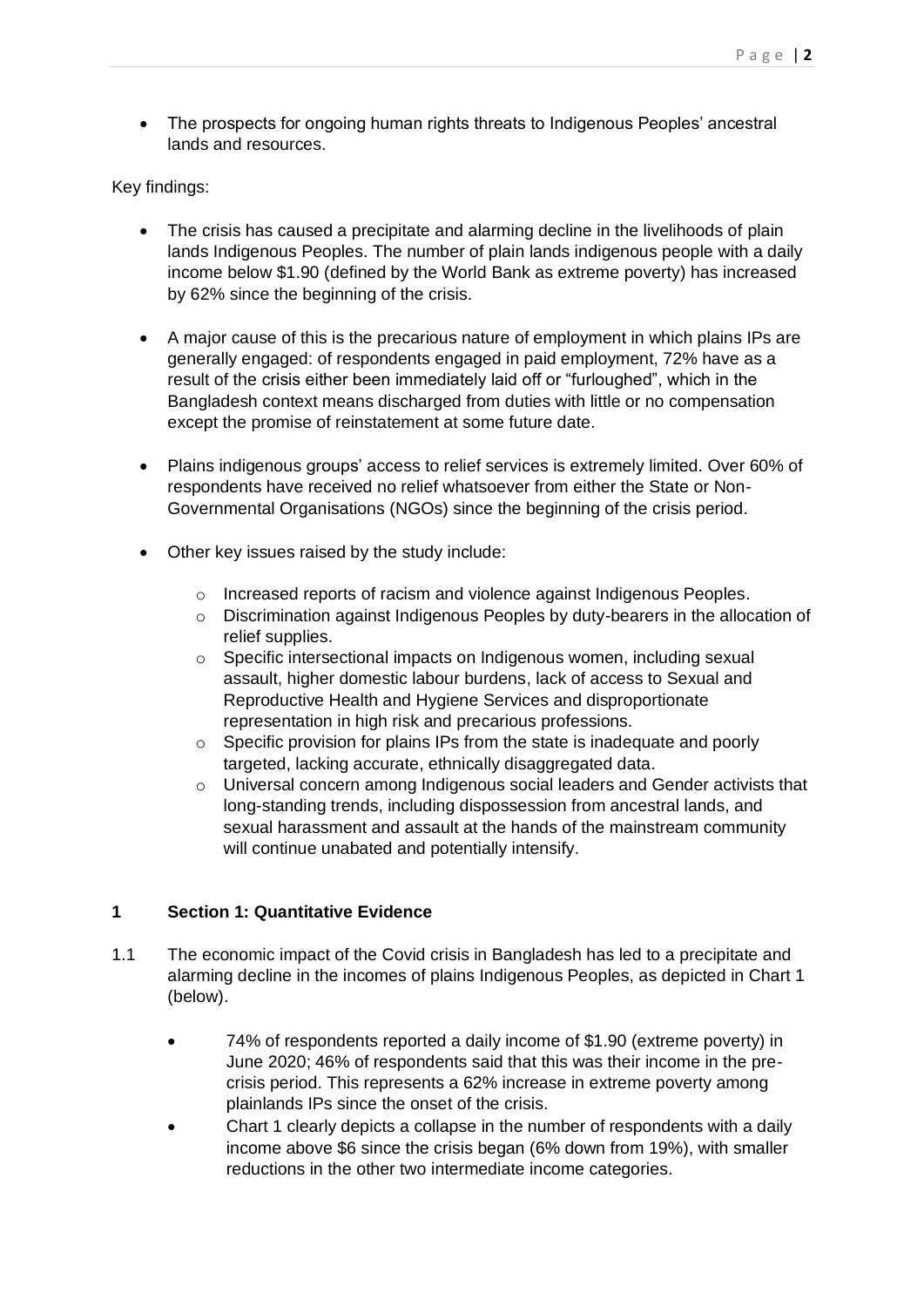- The prospects for ongoing human rights threats to Indigenous Peoples' ancestral lands and resources.

Key findings:

- The crisis has caused a precipitate and alarming decline in the livelihoods of plain lands Indigenous Peoples. The number of plain lands indigenous people with a daily income below $1.90 (defined by the World Bank as extreme poverty) has increased by 62% since the beginning of the crisis.

- A major cause of this is the precarious nature of employment in which plains IPs are generally engaged: of respondents engaged in paid employment, 72% have as a result of the crisis either been immediately laid off or "furloughed", which in the Bangladesh context means discharged from duties with little or no compensation except the promise of reinstatement at some future date.

- Plains indigenous groups' access to relief services is extremely limited. Over 60% of respondents have received no relief whatsoever from either the State or Non-Governmental Organisations (NGOs) since the beginning of the crisis period.

- Other key issues raised by the study include:

  - Increased reports of racism and violence against Indigenous Peoples.
  - Discrimination against Indigenous Peoples by duty-bearers in the allocation of relief supplies.
  - Specific intersectional impacts on Indigenous women, including sexual assault, higher domestic labour burdens, lack of access to Sexual and Reproductive Health and Hygiene Services and disproportionate representation in high risk and precarious professions.
  - Specific provision for plains IPs from the state is inadequate and poorly targeted, lacking accurate, ethnically disaggregated data.
  - Universal concern among Indigenous social leaders and Gender activists that long-standing trends, including dispossession from ancestral lands, and sexual harassment and assault at the hands of the mainstream community will continue unabated and potentially intensify.

## 1 Section 1: Quantitative Evidence

1.1 The economic impact of the Covid crisis in Bangladesh has led to a precipitate and alarming decline in the incomes of plains Indigenous Peoples, as depicted in Chart 1 (below).

- 74% of respondents reported a daily income of $1.90 (extreme poverty) in June 2020; 46% of respondents said that this was their income in the pre-crisis period. This represents a 62% increase in extreme poverty among plainlands IPs since the onset of the crisis.
- Chart 1 clearly depicts a collapse in the number of respondents with a daily income above $6 since the crisis began (6% down from 19%), with smaller reductions in the other two intermediate income categories.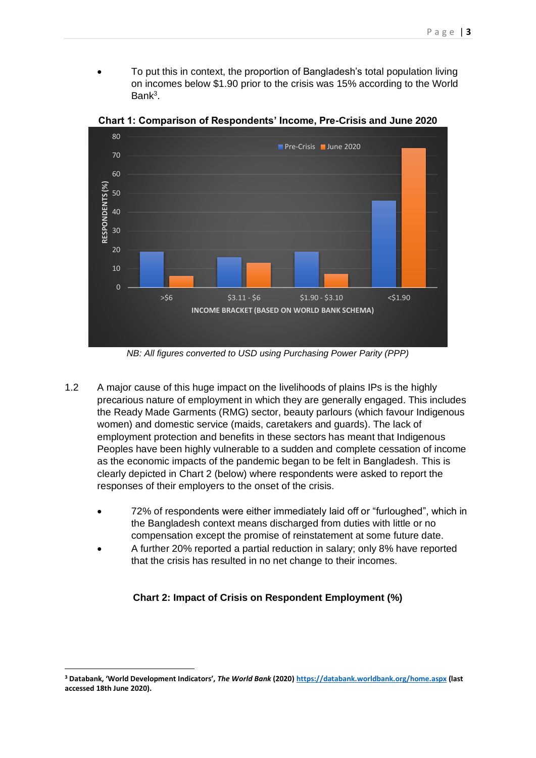- To put this in context, the proportion of Bangladesh's total population living on incomes below \$1.90 prior to the crisis was 15% according to the World Bank[3].

**Chart 1: Comparison of Respondents' Income, Pre-Crisis and June 2020**

80
70
60
50
40
30
20
10
0

RESPONDENTS (%)

Pre-Crisis
June 2020

>\$6
\$3.11 - \$6
\$1.90 - \$3.10
<\$1.90

INCOME BRACKET (BASED ON WORLD BANK SCHEMA)

*NB: All figures converted to USD using Purchasing Power Parity (PPP)*

1.2 A major cause of this huge impact on the livelihoods of plains IPs is the highly precarious nature of employment in which they are generally engaged. This includes the Ready Made Garments (RMG) sector, beauty parlours (which favour Indigenous women) and domestic service (maids, caretakers and guards). The lack of employment protection and benefits in these sectors has meant that Indigenous Peoples have been highly vulnerable to a sudden and complete cessation of income as the economic impacts of the pandemic began to be felt in Bangladesh. This is clearly depicted in Chart 2 (below) where respondents were asked to report the responses of their employers to the onset of the crisis.

- 72% of respondents were either immediately laid off or "furloughed", which in the Bangladesh context means discharged from duties with little or no compensation except the promise of reinstatement at some future date.
- A further 20% reported a partial reduction in salary; only 8% have reported that the crisis has resulted in no net change to their incomes.

**Chart 2: Impact of Crisis on Respondent Employment (%)**

[3] **Databank, 'World Development Indicators', *The World Bank* (2020) https://databank.worldbank.org/home.aspx (last accessed 18th June 2020).**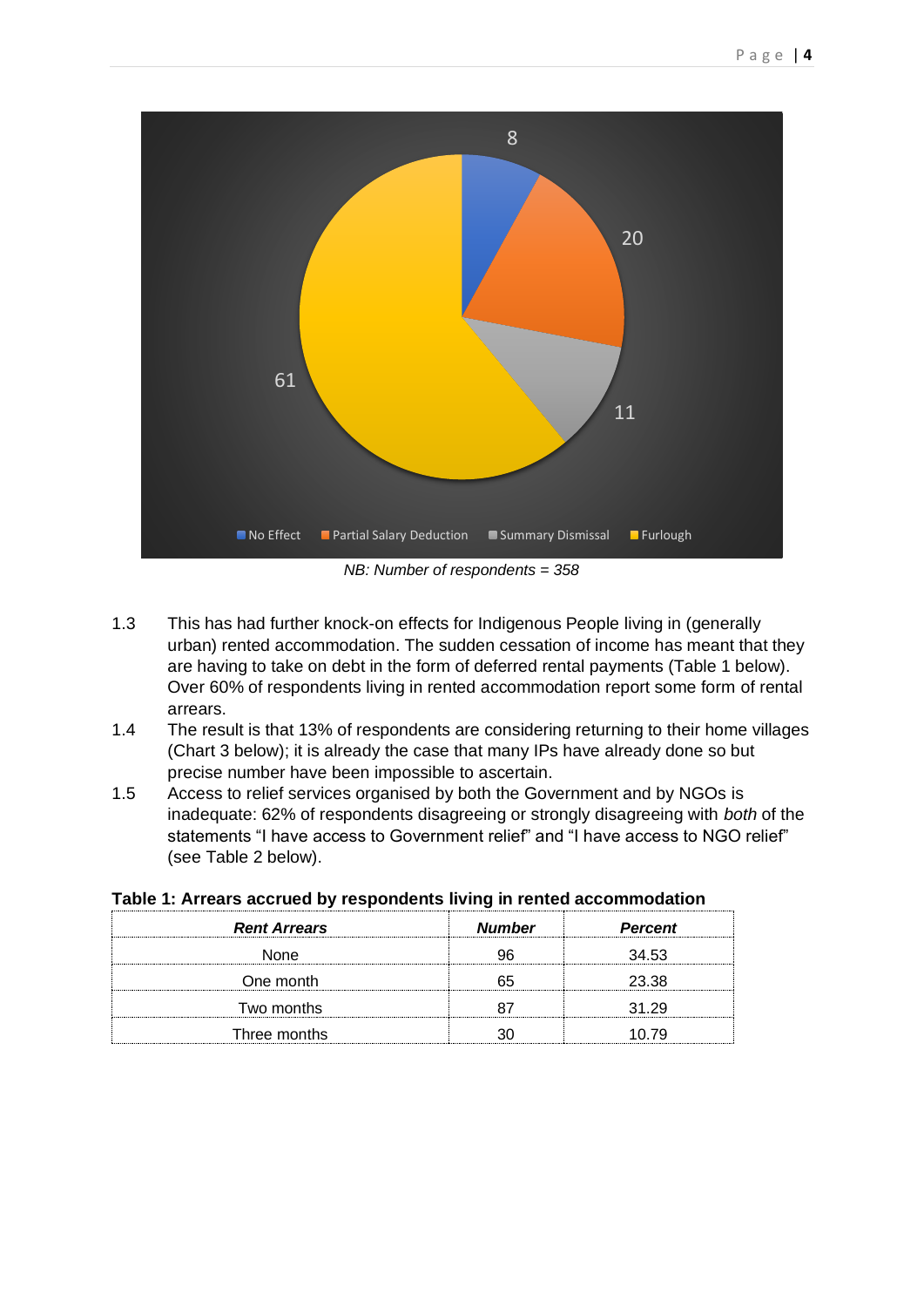8

20

61

11

No Effect Partial Salary Deduction Summary Dismissal Furlough

*NB: Number of respondents = 358*

1.3 This has had further knock-on effects for Indigenous People living in (generally urban) rented accommodation. The sudden cessation of income has meant that they are having to take on debt in the form of deferred rental payments (Table 1 below). Over 60% of respondents living in rented accommodation report some form of rental arrears.

1.4 The result is that 13% of respondents are considering returning to their home villages (Chart 3 below); it is already the case that many IPs have already done so but precise number have been impossible to ascertain.

1.5 Access to relief services organised by both the Government and by NGOs is inadequate: 62% of respondents disagreeing or strongly disagreeing with *both* of the statements "I have access to Government relief" and "I have access to NGO relief" (see Table 2 below).

**Table 1: Arrears accrued by respondents living in rented accommodation**

| ***Rent Arrears*** | ***Number*** | ***Percent*** |
|---|---|---|
| None | 96 | 34.53 |
| One month | 65 | 23.38 |
| Two months | 87 | 31.29 |
| Three months | 30 | 10.79 |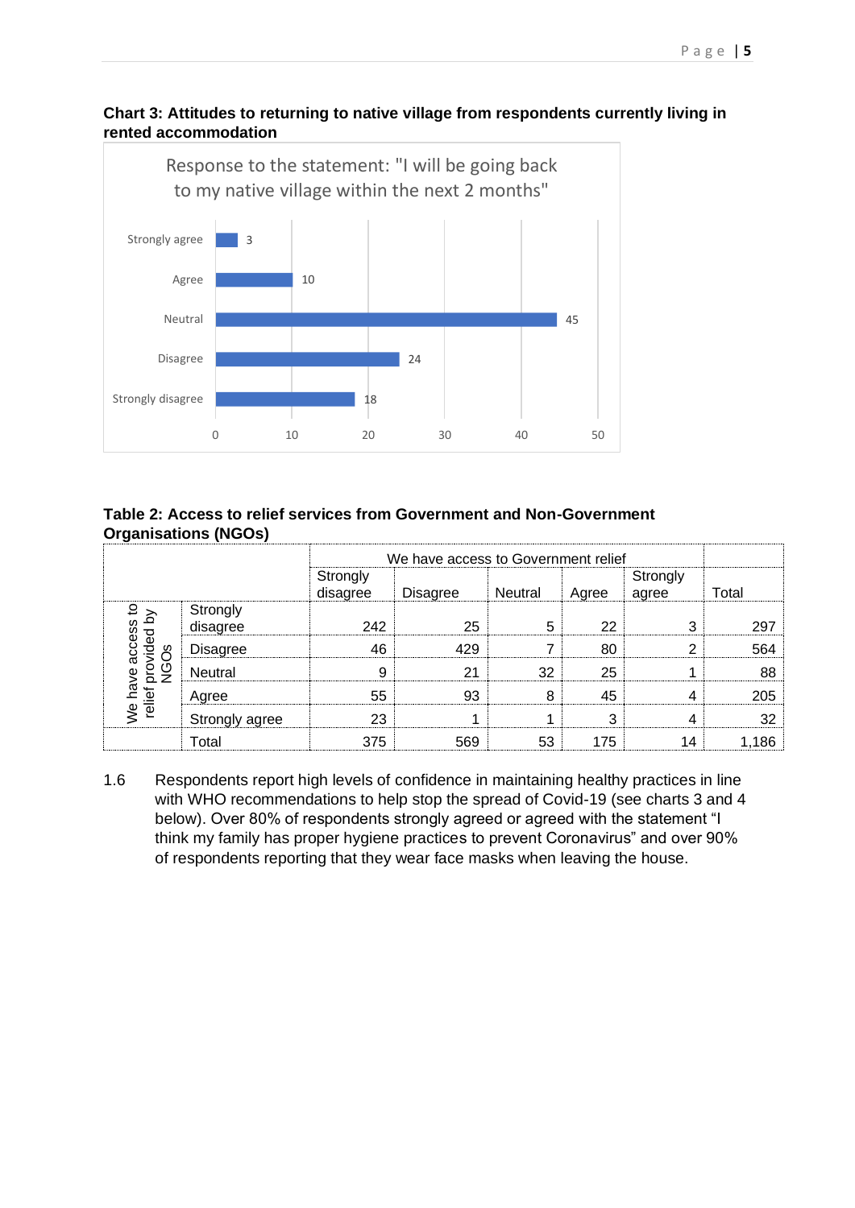**Chart 3: Attitudes to returning to native village from respondents currently living in rented accommodation**

Response to the statement: "I will be going back to my native village within the next 2 months"

Strongly agree 3
Agree 10
Neutral 45
Disagree 24
Strongly disagree 18

0 10 20 30 40 50

**Table 2: Access to relief services from Government and Non-Government Organisations (NGOs)**

| | | We have access to Government relief | | | | | |
|---|---|---|---|---|---|---|---|
| | | Strongly disagree | Disagree | Neutral | Agree | Strongly agree | Total |
| We have access to relief provided by NGOs | Strongly disagree | 242 | 25 | 5 | 22 | 3 | 297 |
| | Disagree | 46 | 429 | 7 | 80 | 2 | 564 |
| | Neutral | 9 | 21 | 32 | 25 | 1 | 88 |
| | Agree | 55 | 93 | 8 | 45 | 4 | 205 |
| | Strongly agree | 23 | 1 | 1 | 3 | 4 | 32 |
| | Total | 375 | 569 | 53 | 175 | 14 | 1,186 |

1.6 Respondents report high levels of confidence in maintaining healthy practices in line with WHO recommendations to help stop the spread of Covid-19 (see charts 3 and 4 below). Over 80% of respondents strongly agreed or agreed with the statement "I think my family has proper hygiene practices to prevent Coronavirus" and over 90% of respondents reporting that they wear face masks when leaving the house.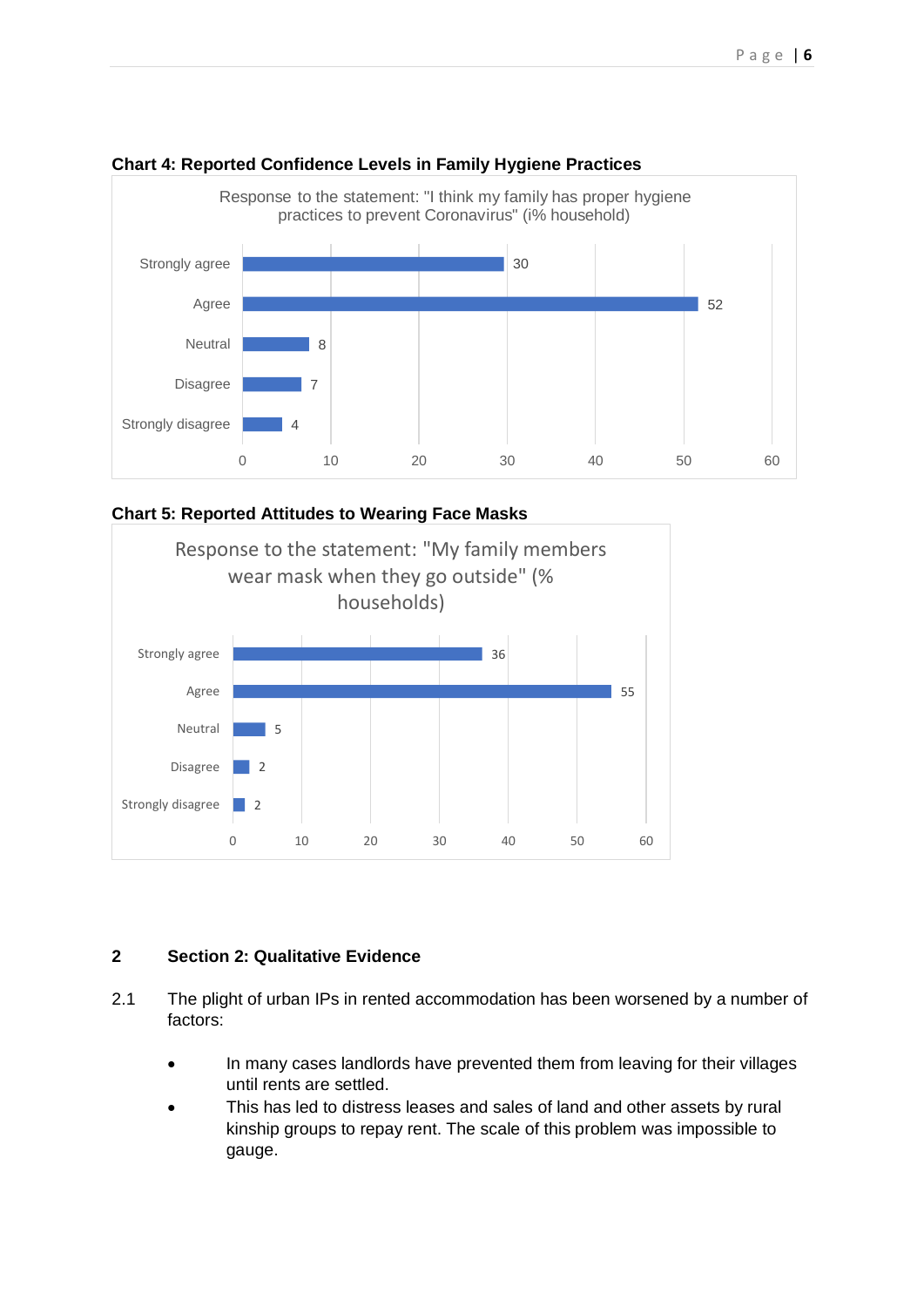**Chart 4: Reported Confidence Levels in Family Hygiene Practices**

Response to the statement: "I think my family has proper hygiene practices to prevent Coronavirus" (i% household)

Strongly agree
30
Agree
52
Neutral
8
Disagree
7
Strongly disagree
4

0 10 20 30 40 50 60

**Chart 5: Reported Attitudes to Wearing Face Masks**

Response to the statement: "My family members wear mask when they go outside" (% households)

Strongly agree
36
Agree
55
Neutral
5
Disagree
2
Strongly disagree
2

0 10 20 30 40 50 60

## 2 Section 2: Qualitative Evidence

2.1 The plight of urban IPs in rented accommodation has been worsened by a number of factors:

- In many cases landlords have prevented them from leaving for their villages until rents are settled.
- This has led to distress leases and sales of land and other assets by rural kinship groups to repay rent. The scale of this problem was impossible to gauge.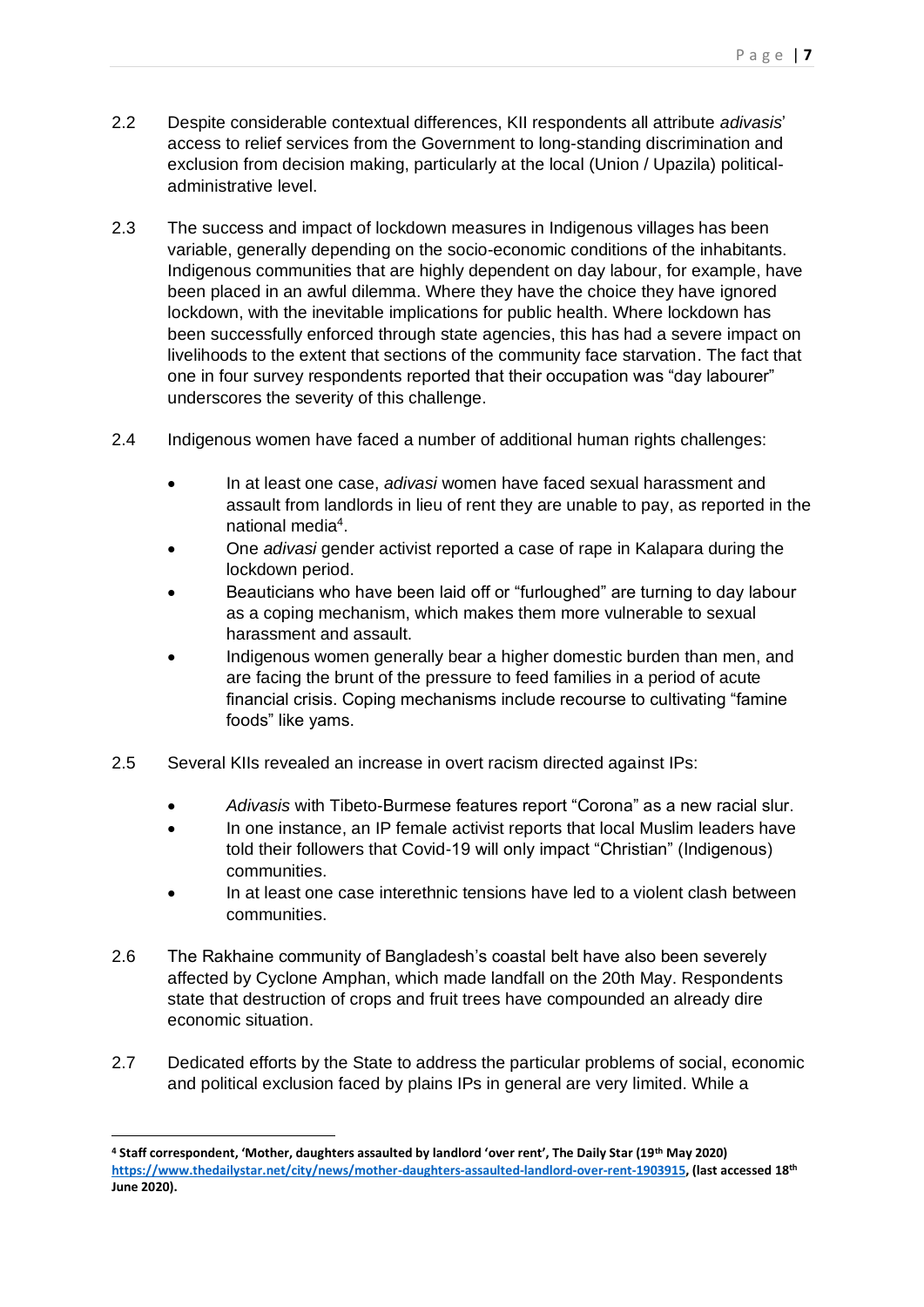2.2 Despite considerable contextual differences, KII respondents all attribute *adivasis*' access to relief services from the Government to long-standing discrimination and exclusion from decision making, particularly at the local (Union / Upazila) political-administrative level.

2.3 The success and impact of lockdown measures in Indigenous villages has been variable, generally depending on the socio-economic conditions of the inhabitants. Indigenous communities that are highly dependent on day labour, for example, have been placed in an awful dilemma. Where they have the choice they have ignored lockdown, with the inevitable implications for public health. Where lockdown has been successfully enforced through state agencies, this has had a severe impact on livelihoods to the extent that sections of the community face starvation. The fact that one in four survey respondents reported that their occupation was "day labourer" underscores the severity of this challenge.

2.4 Indigenous women have faced a number of additional human rights challenges:

- In at least one case, *adivasi* women have faced sexual harassment and assault from landlords in lieu of rent they are unable to pay, as reported in the national media[4].
- One *adivasi* gender activist reported a case of rape in Kalapara during the lockdown period.
- Beauticians who have been laid off or "furloughed" are turning to day labour as a coping mechanism, which makes them more vulnerable to sexual harassment and assault.
- Indigenous women generally bear a higher domestic burden than men, and are facing the brunt of the pressure to feed families in a period of acute financial crisis. Coping mechanisms include recourse to cultivating "famine foods" like yams.

2.5 Several KIIs revealed an increase in overt racism directed against IPs:

- *Adivasis* with Tibeto-Burmese features report "Corona" as a new racial slur.
- In one instance, an IP female activist reports that local Muslim leaders have told their followers that Covid-19 will only impact "Christian" (Indigenous) communities.
- In at least one case interethnic tensions have led to a violent clash between communities.

2.6 The Rakhaine community of Bangladesh's coastal belt have also been severely affected by Cyclone Amphan, which made landfall on the 20th May. Respondents state that destruction of crops and fruit trees have compounded an already dire economic situation.

2.7 Dedicated efforts by the State to address the particular problems of social, economic and political exclusion faced by plains IPs in general are very limited. While a

---

**[4] Staff correspondent, 'Mother, daughters assaulted by landlord 'over rent', The Daily Star (19th May 2020) https://www.thedailystar.net/city/news/mother-daughters-assaulted-landlord-over-rent-1903915, (last accessed 18th June 2020).**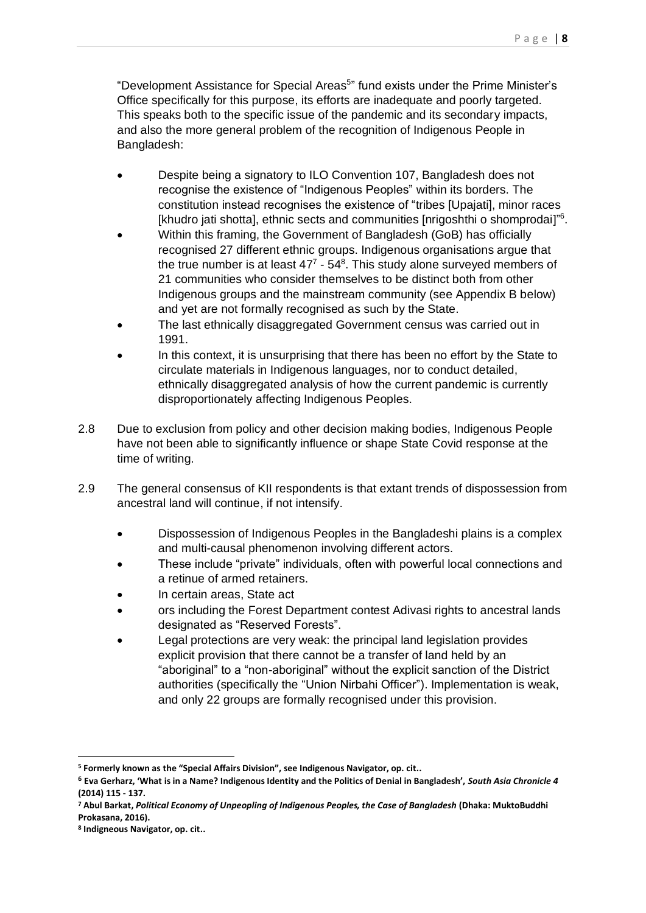"Development Assistance for Special Areas[5]" fund exists under the Prime Minister's Office specifically for this purpose, its efforts are inadequate and poorly targeted. This speaks both to the specific issue of the pandemic and its secondary impacts, and also the more general problem of the recognition of Indigenous People in Bangladesh:

- Despite being a signatory to ILO Convention 107, Bangladesh does not recognise the existence of "Indigenous Peoples" within its borders. The constitution instead recognises the existence of "tribes [Upajati], minor races [khudro jati shotta], ethnic sects and communities [nrigoshthi o shomprodai]"[6].
- Within this framing, the Government of Bangladesh (GoB) has officially recognised 27 different ethnic groups. Indigenous organisations argue that the true number is at least 47[7] - 54[8]. This study alone surveyed members of 21 communities who consider themselves to be distinct both from other Indigenous groups and the mainstream community (see Appendix B below) and yet are not formally recognised as such by the State.
- The last ethnically disaggregated Government census was carried out in 1991.
- In this context, it is unsurprising that there has been no effort by the State to circulate materials in Indigenous languages, nor to conduct detailed, ethnically disaggregated analysis of how the current pandemic is currently disproportionately affecting Indigenous Peoples.

2.8 Due to exclusion from policy and other decision making bodies, Indigenous People have not been able to significantly influence or shape State Covid response at the time of writing.

2.9 The general consensus of KII respondents is that extant trends of dispossession from ancestral land will continue, if not intensify.

- Dispossession of Indigenous Peoples in the Bangladeshi plains is a complex and multi-causal phenomenon involving different actors.
- These include "private" individuals, often with powerful local connections and a retinue of armed retainers.
- In certain areas, State act
- ors including the Forest Department contest Adivasi rights to ancestral lands designated as "Reserved Forests".
- Legal protections are very weak: the principal land legislation provides explicit provision that there cannot be a transfer of land held by an "aboriginal" to a "non-aboriginal" without the explicit sanction of the District authorities (specifically the "Union Nirbahi Officer"). Implementation is weak, and only 22 groups are formally recognised under this provision.

---

[5] **Formerly known as the "Special Affairs Division", see Indigenous Navigator, op. cit..**

[6] **Eva Gerharz, 'What is in a Name? Indigenous Identity and the Politics of Denial in Bangladesh', *South Asia Chronicle 4* (2014) 115 - 137.**

[7] **Abul Barkat, *Political Economy of Unpeopling of Indigenous Peoples, the Case of Bangladesh* (Dhaka: MuktoBuddhi Prokasana, 2016).**

[8] **Indigneous Navigator, op. cit..**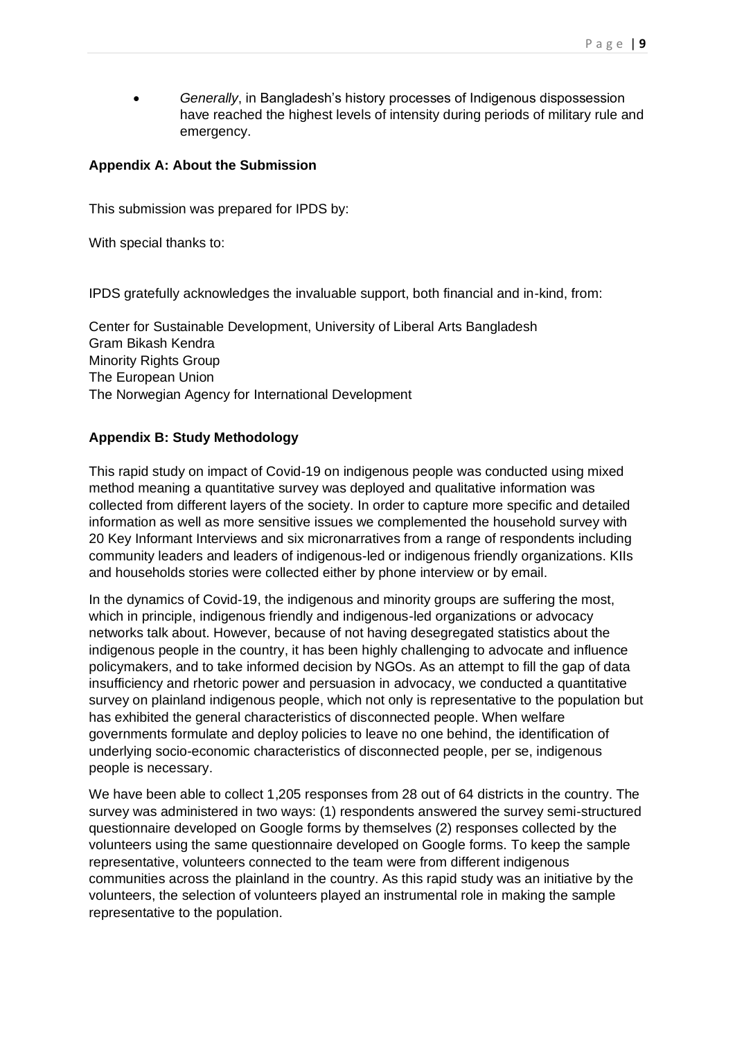- *Generally*, in Bangladesh's history processes of Indigenous dispossession have reached the highest levels of intensity during periods of military rule and emergency.

**Appendix A: About the Submission**

This submission was prepared for IPDS by:

With special thanks to:

IPDS gratefully acknowledges the invaluable support, both financial and in-kind, from:

Center for Sustainable Development, University of Liberal Arts Bangladesh
Gram Bikash Kendra
Minority Rights Group
The European Union
The Norwegian Agency for International Development

**Appendix B: Study Methodology**

This rapid study on impact of Covid-19 on indigenous people was conducted using mixed method meaning a quantitative survey was deployed and qualitative information was collected from different layers of the society. In order to capture more specific and detailed information as well as more sensitive issues we complemented the household survey with 20 Key Informant Interviews and six micronarratives from a range of respondents including community leaders and leaders of indigenous-led or indigenous friendly organizations. KIIs and households stories were collected either by phone interview or by email.

In the dynamics of Covid-19, the indigenous and minority groups are suffering the most, which in principle, indigenous friendly and indigenous-led organizations or advocacy networks talk about. However, because of not having desegregated statistics about the indigenous people in the country, it has been highly challenging to advocate and influence policymakers, and to take informed decision by NGOs. As an attempt to fill the gap of data insufficiency and rhetoric power and persuasion in advocacy, we conducted a quantitative survey on plainland indigenous people, which not only is representative to the population but has exhibited the general characteristics of disconnected people. When welfare governments formulate and deploy policies to leave no one behind, the identification of underlying socio-economic characteristics of disconnected people, per se, indigenous people is necessary.

We have been able to collect 1,205 responses from 28 out of 64 districts in the country. The survey was administered in two ways: (1) respondents answered the survey semi-structured questionnaire developed on Google forms by themselves (2) responses collected by the volunteers using the same questionnaire developed on Google forms. To keep the sample representative, volunteers connected to the team were from different indigenous communities across the plainland in the country. As this rapid study was an initiative by the volunteers, the selection of volunteers played an instrumental role in making the sample representative to the population.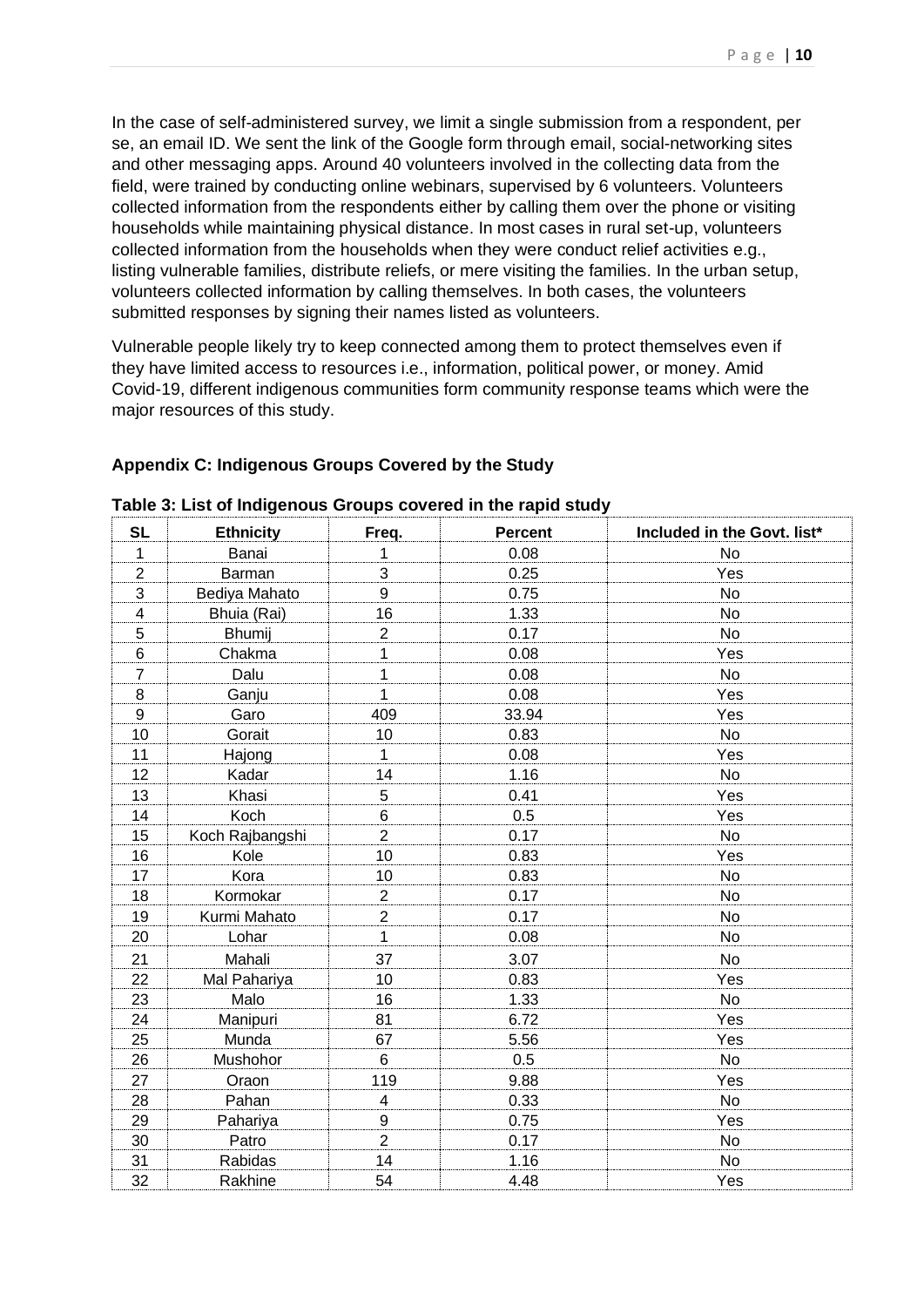In the case of self-administered survey, we limit a single submission from a respondent, per se, an email ID. We sent the link of the Google form through email, social-networking sites and other messaging apps. Around 40 volunteers involved in the collecting data from the field, were trained by conducting online webinars, supervised by 6 volunteers. Volunteers collected information from the respondents either by calling them over the phone or visiting households while maintaining physical distance. In most cases in rural set-up, volunteers collected information from the households when they were conduct relief activities e.g., listing vulnerable families, distribute reliefs, or mere visiting the families. In the urban setup, volunteers collected information by calling themselves. In both cases, the volunteers submitted responses by signing their names listed as volunteers.

Vulnerable people likely try to keep connected among them to protect themselves even if they have limited access to resources i.e., information, political power, or money. Amid Covid-19, different indigenous communities form community response teams which were the major resources of this study.

## Appendix C: Indigenous Groups Covered by the Study

**Table 3: List of Indigenous Groups covered in the rapid study**

| SL | Ethnicity | Freq. | Percent | Included in the Govt. list* |
|---|---|---|---|---|
| 1 | Banai | 1 | 0.08 | No |
| 2 | Barman | 3 | 0.25 | Yes |
| 3 | Bediya Mahato | 9 | 0.75 | No |
| 4 | Bhuia (Rai) | 16 | 1.33 | No |
| 5 | Bhumij | 2 | 0.17 | No |
| 6 | Chakma | 1 | 0.08 | Yes |
| 7 | Dalu | 1 | 0.08 | No |
| 8 | Ganju | 1 | 0.08 | Yes |
| 9 | Garo | 409 | 33.94 | Yes |
| 10 | Gorait | 10 | 0.83 | No |
| 11 | Hajong | 1 | 0.08 | Yes |
| 12 | Kadar | 14 | 1.16 | No |
| 13 | Khasi | 5 | 0.41 | Yes |
| 14 | Koch | 6 | 0.5 | Yes |
| 15 | Koch Rajbangshi | 2 | 0.17 | No |
| 16 | Kole | 10 | 0.83 | Yes |
| 17 | Kora | 10 | 0.83 | No |
| 18 | Kormokar | 2 | 0.17 | No |
| 19 | Kurmi Mahato | 2 | 0.17 | No |
| 20 | Lohar | 1 | 0.08 | No |
| 21 | Mahali | 37 | 3.07 | No |
| 22 | Mal Pahariya | 10 | 0.83 | Yes |
| 23 | Malo | 16 | 1.33 | No |
| 24 | Manipuri | 81 | 6.72 | Yes |
| 25 | Munda | 67 | 5.56 | Yes |
| 26 | Mushohor | 6 | 0.5 | No |
| 27 | Oraon | 119 | 9.88 | Yes |
| 28 | Pahan | 4 | 0.33 | No |
| 29 | Pahariya | 9 | 0.75 | Yes |
| 30 | Patro | 2 | 0.17 | No |
| 31 | Rabidas | 14 | 1.16 | No |
| 32 | Rakhine | 54 | 4.48 | Yes |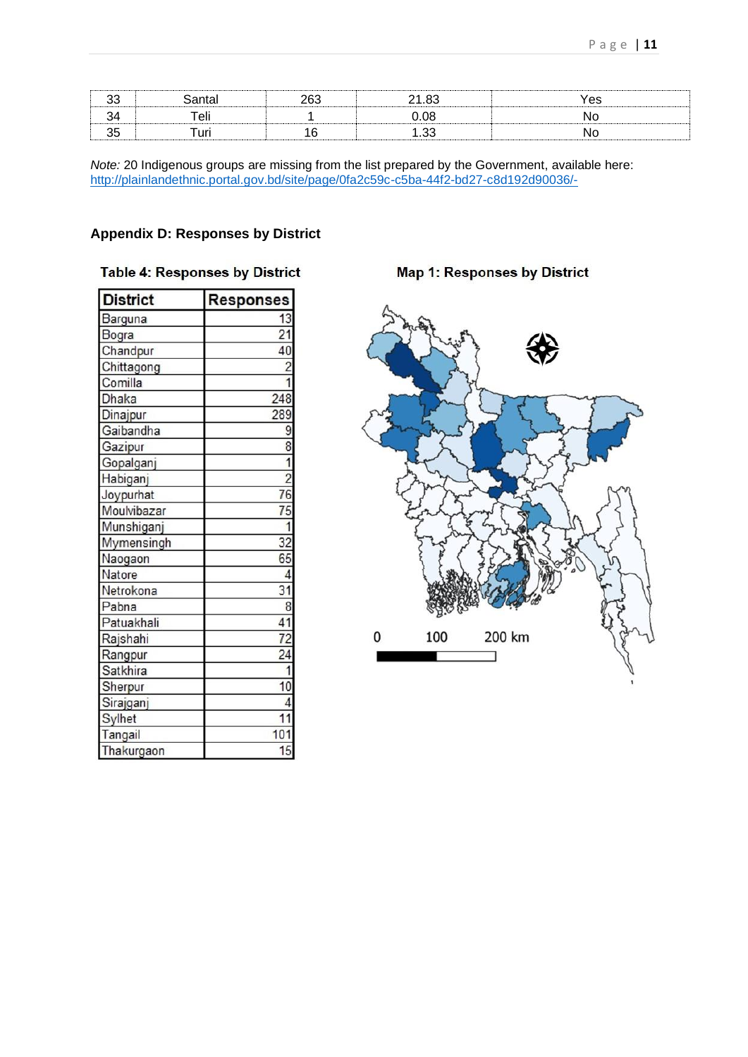| | | | | |
|---|---|---|---|---|
| 33 | Santal | 263 | 21.83 | Yes |
| 34 | Teli | 1 | 0.08 | No |
| 35 | Turi | 16 | 1.33 | No |

*Note:* 20 Indigenous groups are missing from the list prepared by the Government, available here: http://plainlandethnic.portal.gov.bd/site/page/0fa2c59c-c5ba-44f2-bd27-c8d192d90036/-

## Appendix D: Responses by District

**Table 4: Responses by District**

| District | Responses |
|---|---|
| Barguna | 13 |
| Bogra | 21 |
| Chandpur | 40 |
| Chittagong | 2 |
| Comilla | 1 |
| Dhaka | 248 |
| Dinajpur | 289 |
| Gaibandha | 9 |
| Gazipur | 8 |
| Gopalganj | 1 |
| Habiganj | 2 |
| Joypurhat | 76 |
| Moulvibazar | 75 |
| Munshiganj | 1 |
| Mymensingh | 32 |
| Naogaon | 65 |
| Natore | 4 |
| Netrokona | 31 |
| Pabna | 8 |
| Patuakhali | 41 |
| Rajshahi | 72 |
| Rangpur | 24 |
| Satkhira | 1 |
| Sherpur | 10 |
| Sirajganj | 4 |
| Sylhet | 11 |
| Tangail | 101 |
| Thakurgaon | 15 |

**Map 1: Responses by District**

0
100
200 km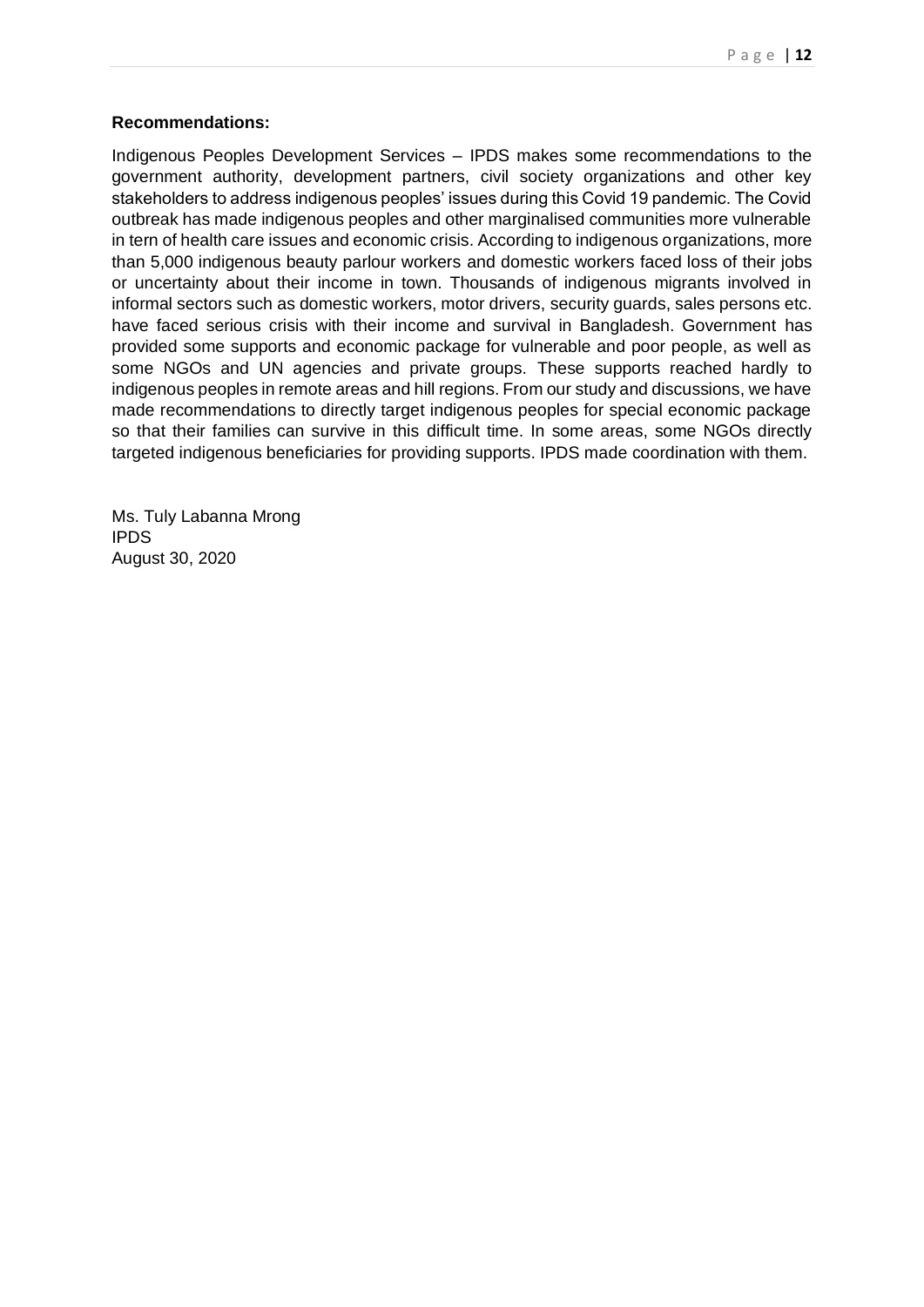**Recommendations:**

Indigenous Peoples Development Services – IPDS makes some recommendations to the government authority, development partners, civil society organizations and other key stakeholders to address indigenous peoples' issues during this Covid 19 pandemic. The Covid outbreak has made indigenous peoples and other marginalised communities more vulnerable in tern of health care issues and economic crisis. According to indigenous organizations, more than 5,000 indigenous beauty parlour workers and domestic workers faced loss of their jobs or uncertainty about their income in town. Thousands of indigenous migrants involved in informal sectors such as domestic workers, motor drivers, security guards, sales persons etc. have faced serious crisis with their income and survival in Bangladesh. Government has provided some supports and economic package for vulnerable and poor people, as well as some NGOs and UN agencies and private groups. These supports reached hardly to indigenous peoples in remote areas and hill regions. From our study and discussions, we have made recommendations to directly target indigenous peoples for special economic package so that their families can survive in this difficult time. In some areas, some NGOs directly targeted indigenous beneficiaries for providing supports. IPDS made coordination with them.

Ms. Tuly Labanna Mrong
IPDS
August 30, 2020